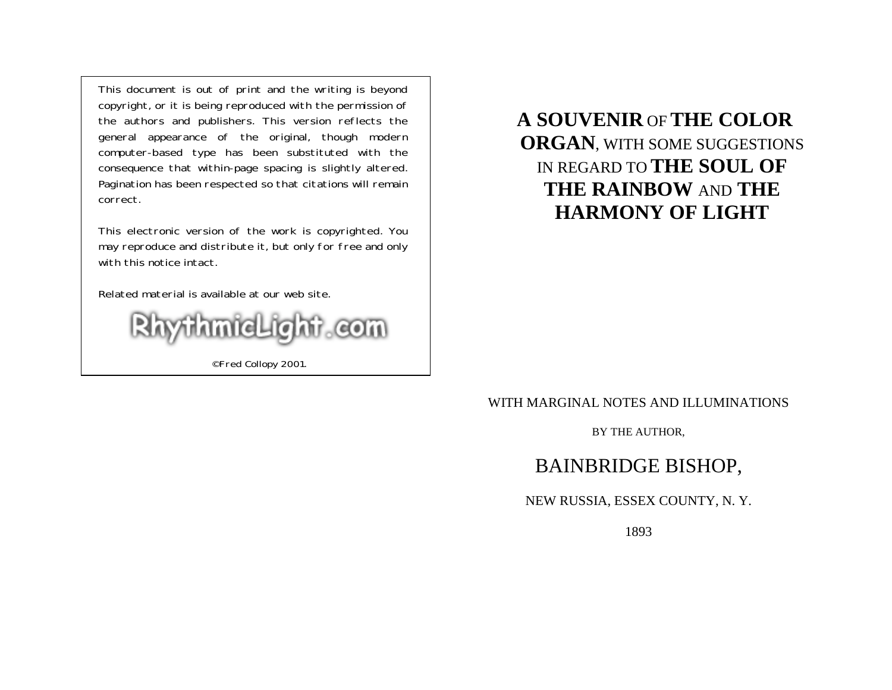This document is out of print and the writing is beyond copyright, or it is being reproduced with the permission of the authors and publishers. This version reflects the general appearance of the original, though modern computer-based type has been substituted with the consequence that within-page spacing is slightly altered. Pagination has been respected so that citations will remain correct.

This electronic version of the work is copyrighted. You may reproduce and distribute it, but only for free and only with this notice intact.

Related material is available at our web site.

RhythmicLight.com

©Fred Collopy 2001.

# **A SOUVENIR** OF **THE COLOR ORGAN**, WITH SOME SUGGESTIONS IN REGARD TO **THE SOUL OF THE RAINBOW** AND **THE HARMONY OF LIGHT**

WITH MARGINAL NOTES AND ILLUMINATIONS

BY THE AUTHOR,

BAINBRIDGE BISHOP,

NEW RUSSIA, ESSEX COUNTY, N. Y.

1893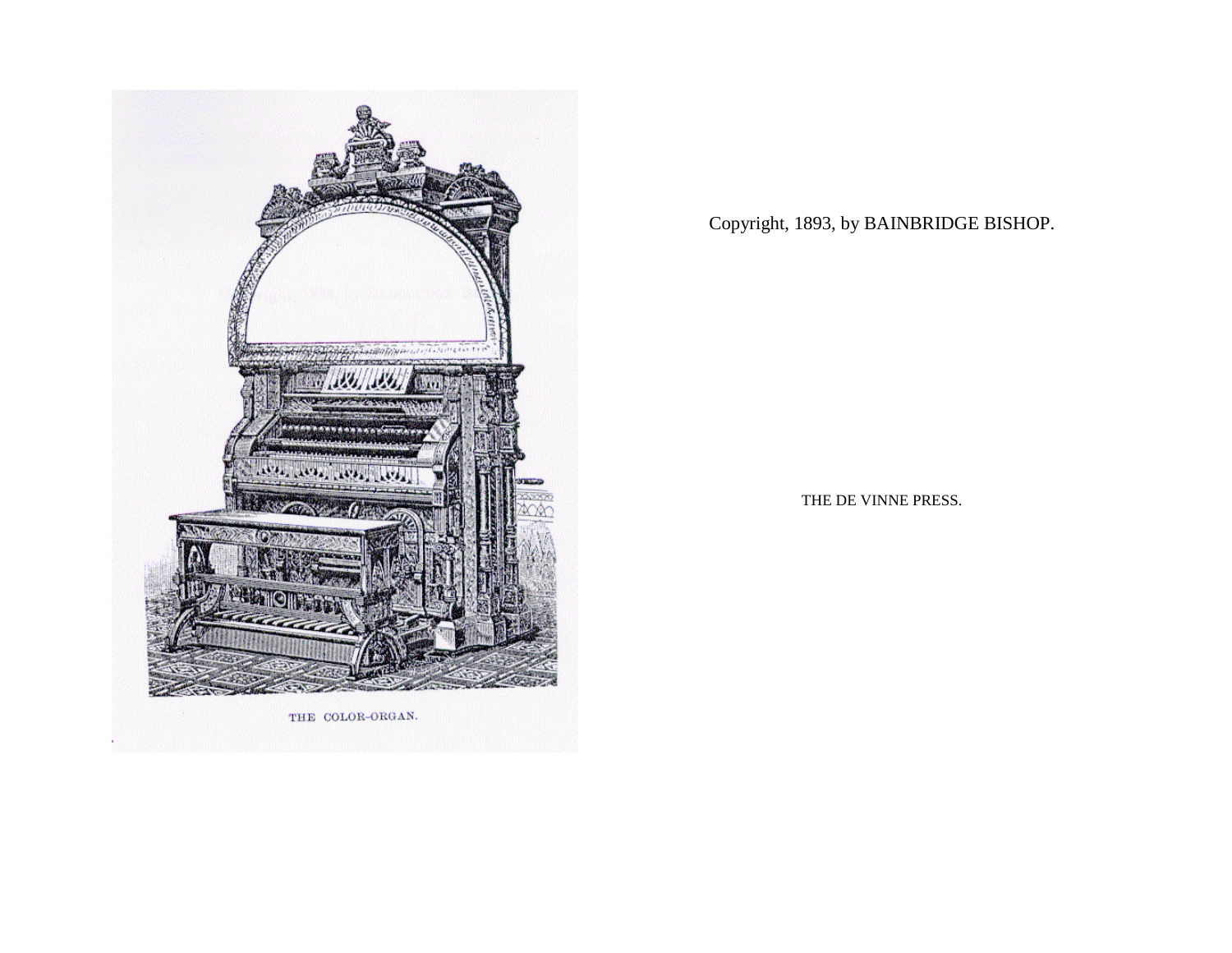THE COLOR-ORGAN.

Copyright, 1893, by BAINBRIDGE BISHOP.

THE DE VINNE PRESS.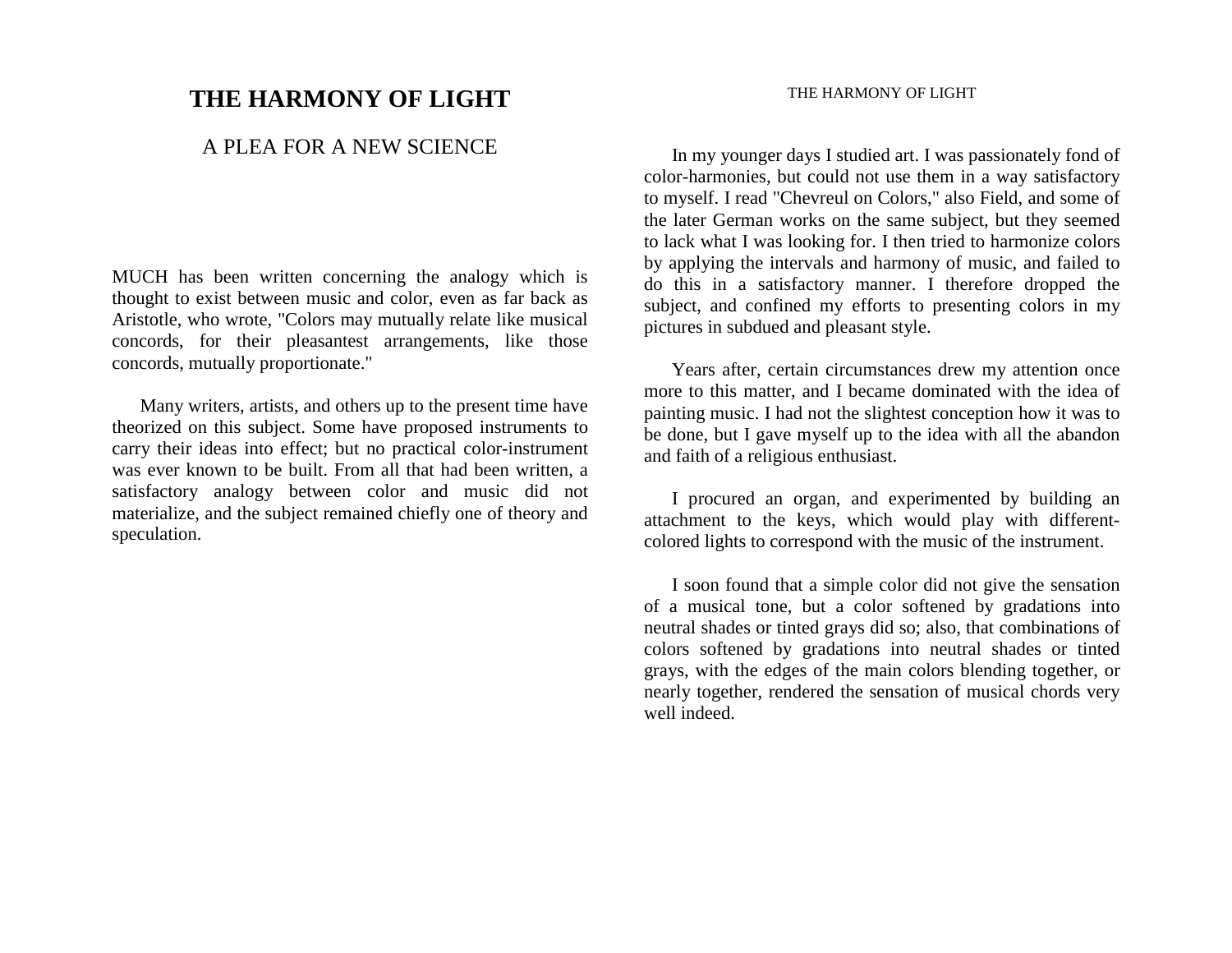# THE HARMONY OF LIGHT

## A PLEA FOR A NEW SCIENCE

MUCH has been written concerning the analogy which is thought to exist between music and color, even as far back as Aristotle, who wrote, "Colors may mutually relate like musical concords, for their pleasantest arrangements, like those concords, mutually proportionate."

Many writers, artists, and others up to the present time have theorized on this subject. Some have proposed instruments to carry their ideas into effect; but no practical color-instrument was ever known to be built. From all that had been written, a satisfactory analogy between color and music did not materialize, and the subject remained chiefly one of theory and speculation.

In my younger days I studied art. I was passionately fond of color-harmonies, but could not use them in a way satisfactory to myself. I read "Chevreul on Colors," also Field, and some of the later German works on the same subject, but they seemed to lack what I was looking for. I then tried to harmonize colors by applying the intervals and harmony of music, and failed to do this in a satisfactory manner. I therefore dropped the subject, and confined my efforts to presenting colors in my pictures in subdued and pleasant style.

Years after, certain circumstances drew my attention once more to this matter, and I became dominated with the idea of painting music. I had not the slightest conception how it was to be done, but I gave myself up to the idea with all the abandon and faith of a religious enthusiast.

I procured an organ, and experimented by building an attachment to the keys, which would play with different-colored lights to correspond with the music of the instrument.

I soon found that a simple color did not give the sensation of a musical tone, but a color softened by gradations into neutral shades or tinted grays did so; also, that combinations of colors softened by gradations into neutral shades or tinted grays, with the edges of the main colors blending together, or nearly together, rendered the sensation of musical chords very well indeed.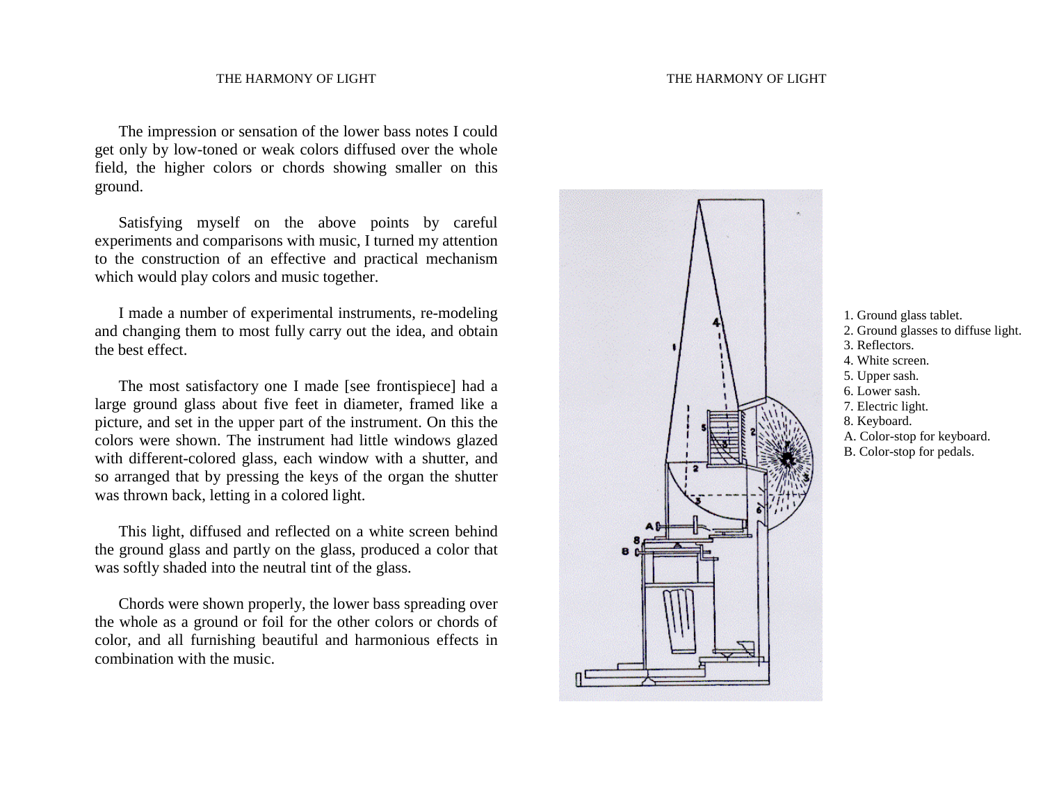The impression or sensation of the lower bass notes I could get only by low-toned or weak colors diffused over the whole field, the higher colors or chords showing smaller on this ground.

Satisfying myself on the above points by careful experiments and comparisons with music, I turned my attention to the construction of an effective and practical mechanism which would play colors and music together.

I made a number of experimental instruments, re-modeling and changing them to most fully carry out the idea, and obtain the best effect.

The most satisfactory one I made [see frontispiece] had a large ground glass about five feet in diameter, framed like a picture, and set in the upper part of the instrument. On this the colors were shown. The instrument had little windows glazed with different-colored glass, each window with a shutter, and so arranged that by pressing the keys of the organ the shutter was thrown back, letting in a colored light.

This light, diffused and reflected on a white screen behind the ground glass and partly on the glass, produced a color that was softly shaded into the neutral tint of the glass.

Chords were shown properly, the lower bass spreading over the whole as a ground or foil for the other colors or chords of color, and all furnishing beautiful and harmonious effects in combination with the music.

1. Ground glass tablet.
2. Ground glasses to diffuse light.
3. Reflectors.
4. White screen.
5. Upper sash.
6. Lower sash.
7. Electric light.
8. Keyboard.
A. Color-stop for keyboard.
B. Color-stop for pedals.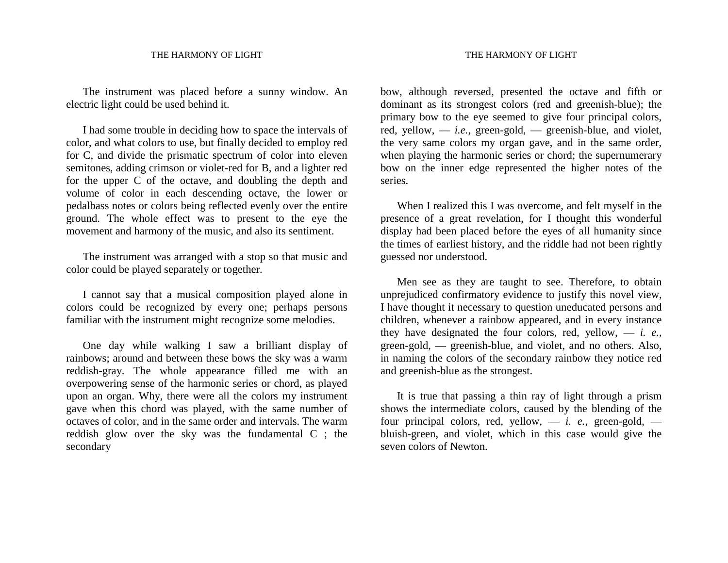The instrument was placed before a sunny window. An electric light could be used behind it.

I had some trouble in deciding how to space the intervals of color, and what colors to use, but finally decided to employ red for C, and divide the prismatic spectrum of color into eleven semitones, adding crimson or violet-red for B, and a lighter red for the upper C of the octave, and doubling the depth and volume of color in each descending octave, the lower or pedalbass notes or colors being reflected evenly over the entire ground. The whole effect was to present to the eye the movement and harmony of the music, and also its sentiment.

The instrument was arranged with a stop so that music and color could be played separately or together.

I cannot say that a musical composition played alone in colors could be recognized by every one; perhaps persons familiar with the instrument might recognize some melodies.

One day while walking I saw a brilliant display of rainbows; around and between these bows the sky was a warm reddish-gray. The whole appearance filled me with an overpowering sense of the harmonic series or chord, as played upon an organ. Why, there were all the colors my instrument gave when this chord was played, with the same number of octaves of color, and in the same order and intervals. The warm reddish glow over the sky was the fundamental C ; the secondary bow, although reversed, presented the octave and fifth or dominant as its strongest colors (red and greenish-blue); the primary bow to the eye seemed to give four principal colors, red, yellow, — *i.e.*, green-gold, — greenish-blue, and violet, the very same colors my organ gave, and in the same order, when playing the harmonic series or chord; the supernumerary bow on the inner edge represented the higher notes of the series.

When I realized this I was overcome, and felt myself in the presence of a great revelation, for I thought this wonderful display had been placed before the eyes of all humanity since the times of earliest history, and the riddle had not been rightly guessed nor understood.

Men see as they are taught to see. Therefore, to obtain unprejudiced confirmatory evidence to justify this novel view, I have thought it necessary to question uneducated persons and children, whenever a rainbow appeared, and in every instance they have designated the four colors, red, yellow, — *i. e.*, green-gold, — greenish-blue, and violet, and no others. Also, in naming the colors of the secondary rainbow they notice red and greenish-blue as the strongest.

It is true that passing a thin ray of light through a prism shows the intermediate colors, caused by the blending of the four principal colors, red, yellow, — *i. e.*, green-gold, — bluish-green, and violet, which in this case would give the seven colors of Newton.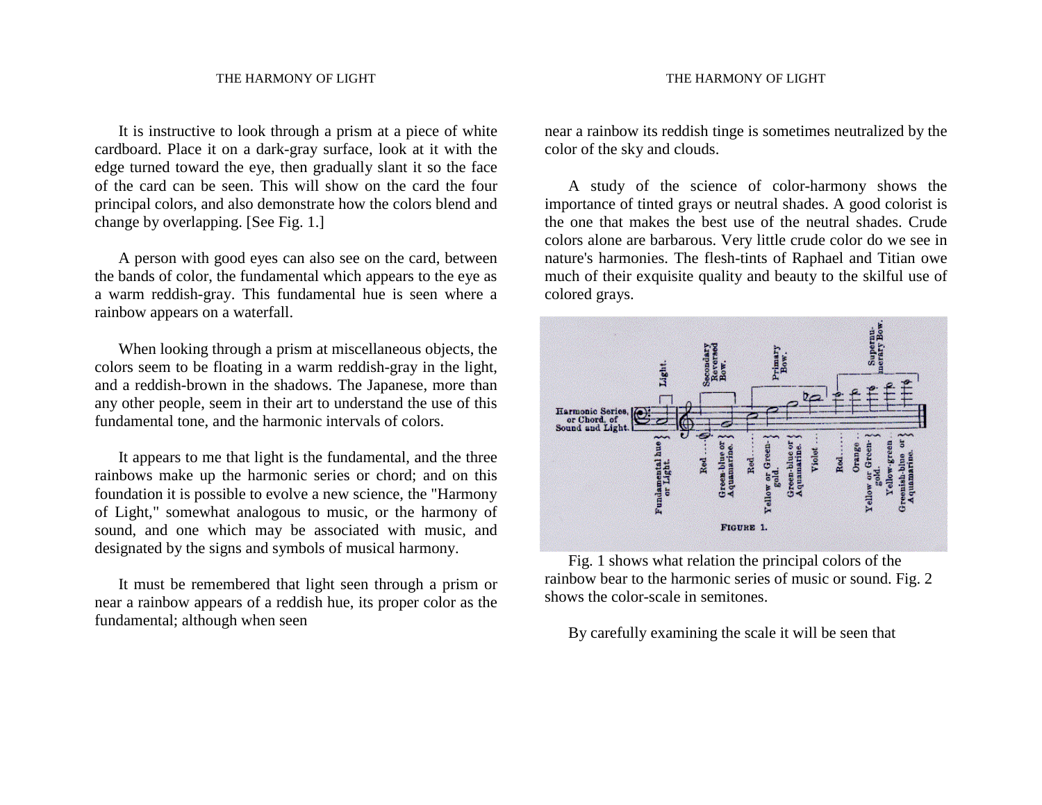It is instructive to look through a prism at a piece of white cardboard. Place it on a dark-gray surface, look at it with the edge turned toward the eye, then gradually slant it so the face of the card can be seen. This will show on the card the four principal colors, and also demonstrate how the colors blend and change by overlapping. [See Fig. 1.]

A person with good eyes can also see on the card, between the bands of color, the fundamental which appears to the eye as a warm reddish-gray. This fundamental hue is seen where a rainbow appears on a waterfall.

When looking through a prism at miscellaneous objects, the colors seem to be floating in a warm reddish-gray in the light, and a reddish-brown in the shadows. The Japanese, more than any other people, seem in their art to understand the use of this fundamental tone, and the harmonic intervals of colors.

It appears to me that light is the fundamental, and the three rainbows make up the harmonic series or chord; and on this foundation it is possible to evolve a new science, the "Harmony of Light," somewhat analogous to music, or the harmony of sound, and one which may be associated with music, and designated by the signs and symbols of musical harmony.

It must be remembered that light seen through a prism or near a rainbow appears of a reddish hue, its proper color as the fundamental; although when seen near a rainbow its reddish tinge is sometimes neutralized by the color of the sky and clouds.

A study of the science of color-harmony shows the importance of tinted grays or neutral shades. A good colorist is the one that makes the best use of the neutral shades. Crude colors alone are barbarous. Very little crude color do we see in nature's harmonies. The flesh-tints of Raphael and Titian owe much of their exquisite quality and beauty to the skilful use of colored grays.

Harmonic Series, or Chord, of Sound and Light. — Light. — Secondary Reversed Bow. — Primary Bow. — Supernumerary Bow.

Fundamental hue or Light. — Red — Green-blue or Aquamarine. — Red — Yellow or Green-gold. — Green-blue or Aquamarine. — Violet — Red — Orange — Yellow or Green-gold. — Yellow-green — Greenish-blue or Aquamarine.

FIGURE 1.

Fig. 1 shows what relation the principal colors of the rainbow bear to the harmonic series of music or sound. Fig. 2 shows the color-scale in semitones.

By carefully examining the scale it will be seen that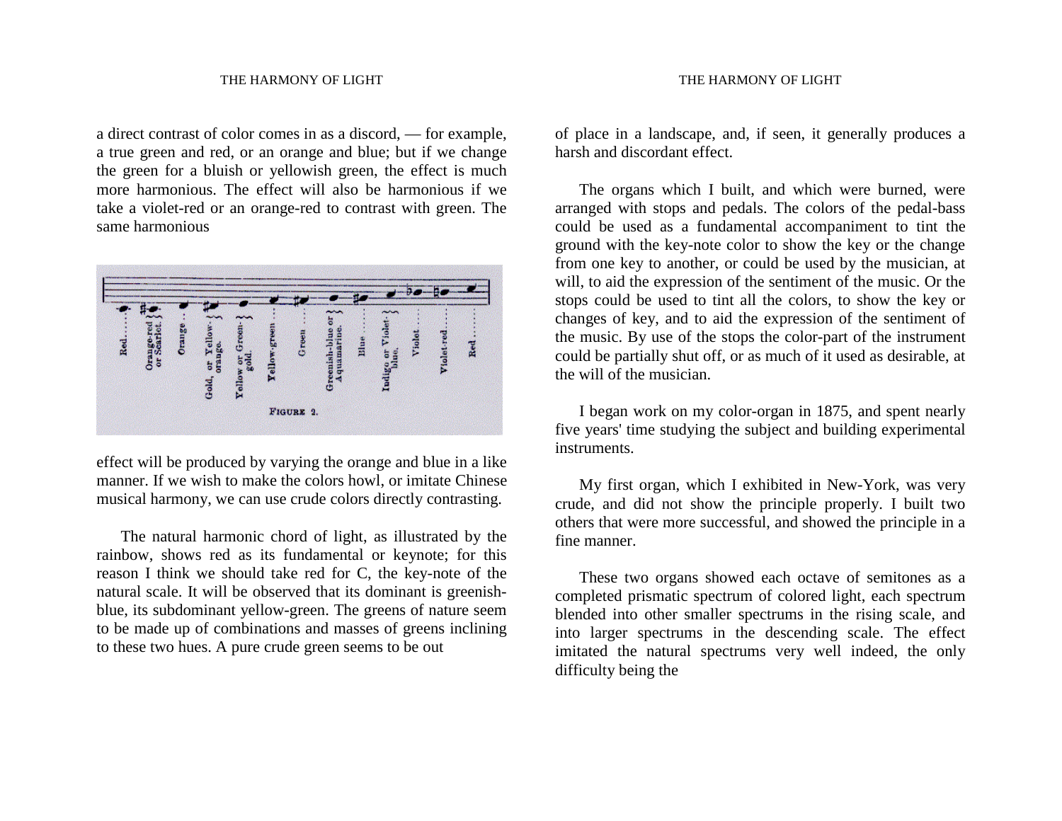a direct contrast of color comes in as a discord, — for example, a true green and red, or an orange and blue; but if we change the green for a bluish or yellowish green, the effect is much more harmonious. The effect will also be harmonious if we take a violet-red or an orange-red to contrast with green. The same harmonious

FIGURE 2.

effect will be produced by varying the orange and blue in a like manner. If we wish to make the colors howl, or imitate Chinese musical harmony, we can use crude colors directly contrasting.

The natural harmonic chord of light, as illustrated by the rainbow, shows red as its fundamental or keynote; for this reason I think we should take red for C, the key-note of the natural scale. It will be observed that its dominant is greenish-blue, its subdominant yellow-green. The greens of nature seem to be made up of combinations and masses of greens inclining to these two hues. A pure crude green seems to be out of place in a landscape, and, if seen, it generally produces a harsh and discordant effect.

The organs which I built, and which were burned, were arranged with stops and pedals. The colors of the pedal-bass could be used as a fundamental accompaniment to tint the ground with the key-note color to show the key or the change from one key to another, or could be used by the musician, at will, to aid the expression of the sentiment of the music. Or the stops could be used to tint all the colors, to show the key or changes of key, and to aid the expression of the sentiment of the music. By use of the stops the color-part of the instrument could be partially shut off, or as much of it used as desirable, at the will of the musician.

I began work on my color-organ in 1875, and spent nearly five years' time studying the subject and building experimental instruments.

My first organ, which I exhibited in New-York, was very crude, and did not show the principle properly. I built two others that were more successful, and showed the principle in a fine manner.

These two organs showed each octave of semitones as a completed prismatic spectrum of colored light, each spectrum blended into other smaller spectrums in the rising scale, and into larger spectrums in the descending scale. The effect imitated the natural spectrums very well indeed, the only difficulty being the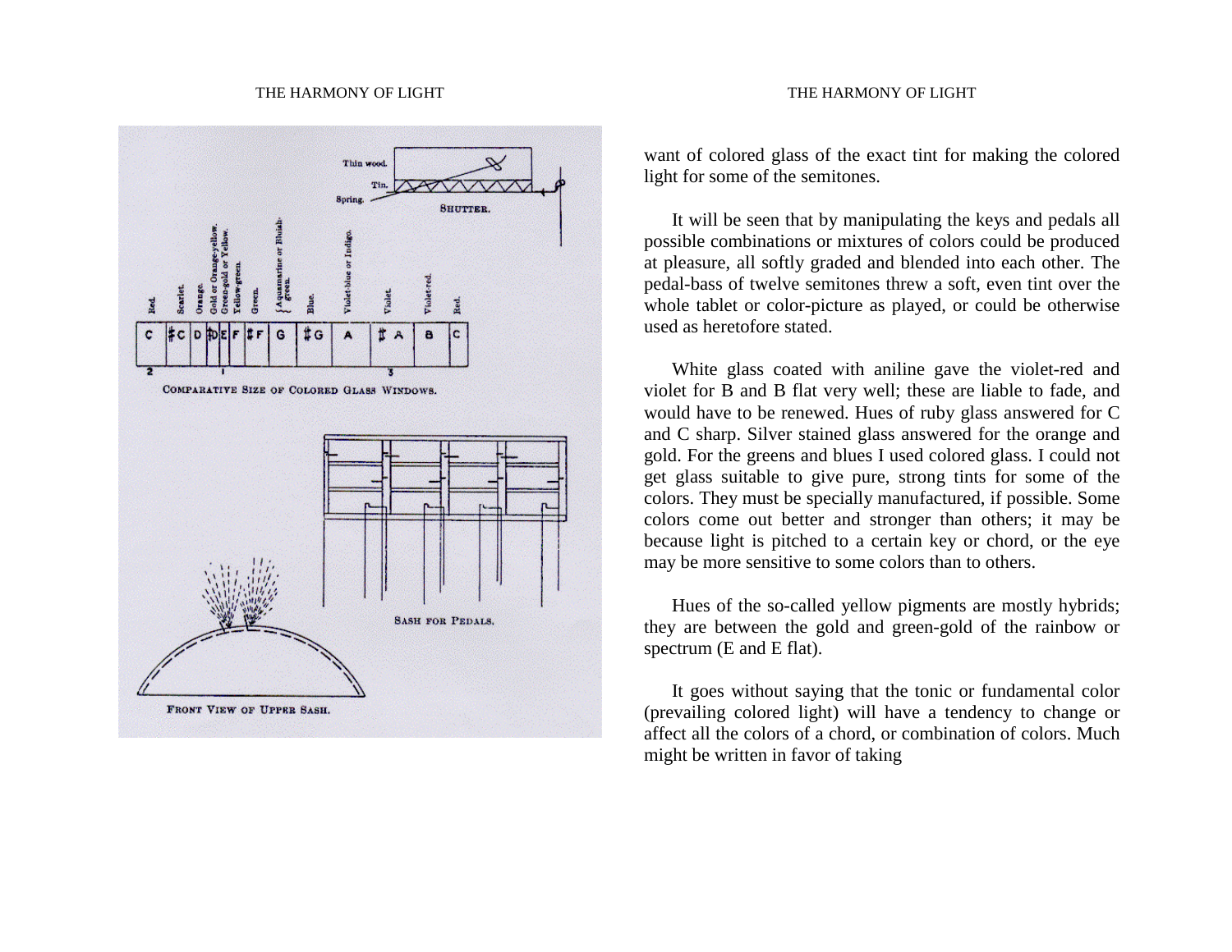want of colored glass of the exact tint for making the colored light for some of the semitones.

It will be seen that by manipulating the keys and pedals all possible combinations or mixtures of colors could be produced at pleasure, all softly graded and blended into each other. The pedal-bass of twelve semitones threw a soft, even tint over the whole tablet or color-picture as played, or could be otherwise used as heretofore stated.

White glass coated with aniline gave the violet-red and violet for B and B flat very well; these are liable to fade, and would have to be renewed. Hues of ruby glass answered for C and C sharp. Silver stained glass answered for the orange and gold. For the greens and blues I used colored glass. I could not get glass suitable to give pure, strong tints for some of the colors. They must be specially manufactured, if possible. Some colors come out better and stronger than others; it may be because light is pitched to a certain key or chord, or the eye may be more sensitive to some colors than to others.

Hues of the so-called yellow pigments are mostly hybrids; they are between the gold and green-gold of the rainbow or spectrum (E and E flat).

It goes without saying that the tonic or fundamental color (prevailing colored light) will have a tendency to change or affect all the colors of a chord, or combination of colors. Much might be written in favor of taking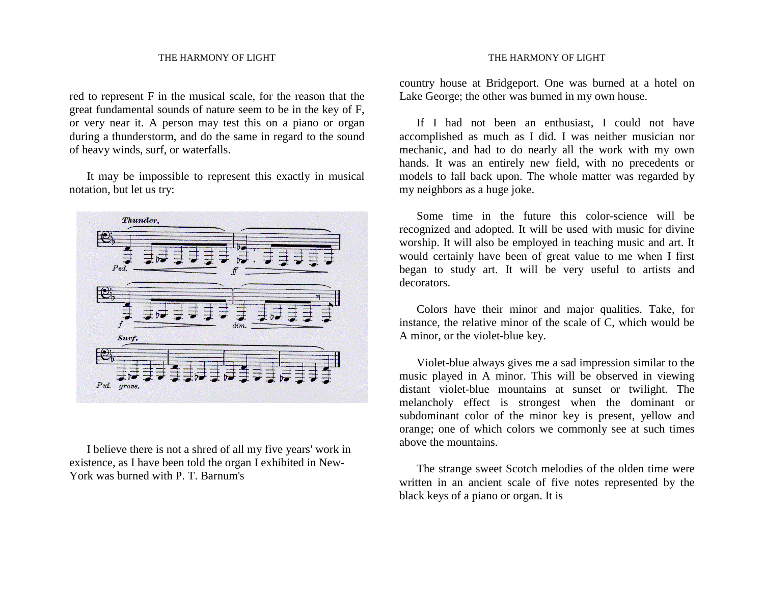red to represent F in the musical scale, for the reason that the great fundamental sounds of nature seem to be in the key of F, or very near it. A person may test this on a piano or organ during a thunderstorm, and do the same in regard to the sound of heavy winds, surf, or waterfalls.

It may be impossible to represent this exactly in musical notation, but let us try:

I believe there is not a shred of all my five years' work in existence, as I have been told the organ I exhibited in New-York was burned with P. T. Barnum's country house at Bridgeport. One was burned at a hotel on Lake George; the other was burned in my own house.

If I had not been an enthusiast, I could not have accomplished as much as I did. I was neither musician nor mechanic, and had to do nearly all the work with my own hands. It was an entirely new field, with no precedents or models to fall back upon. The whole matter was regarded by my neighbors as a huge joke.

Some time in the future this color-science will be recognized and adopted. It will be used with music for divine worship. It will also be employed in teaching music and art. It would certainly have been of great value to me when I first began to study art. It will be very useful to artists and decorators.

Colors have their minor and major qualities. Take, for instance, the relative minor of the scale of C, which would be A minor, or the violet-blue key.

Violet-blue always gives me a sad impression similar to the music played in A minor. This will be observed in viewing distant violet-blue mountains at sunset or twilight. The melancholy effect is strongest when the dominant or subdominant color of the minor key is present, yellow and orange; one of which colors we commonly see at such times above the mountains.

The strange sweet Scotch melodies of the olden time were written in an ancient scale of five notes represented by the black keys of a piano or organ. It is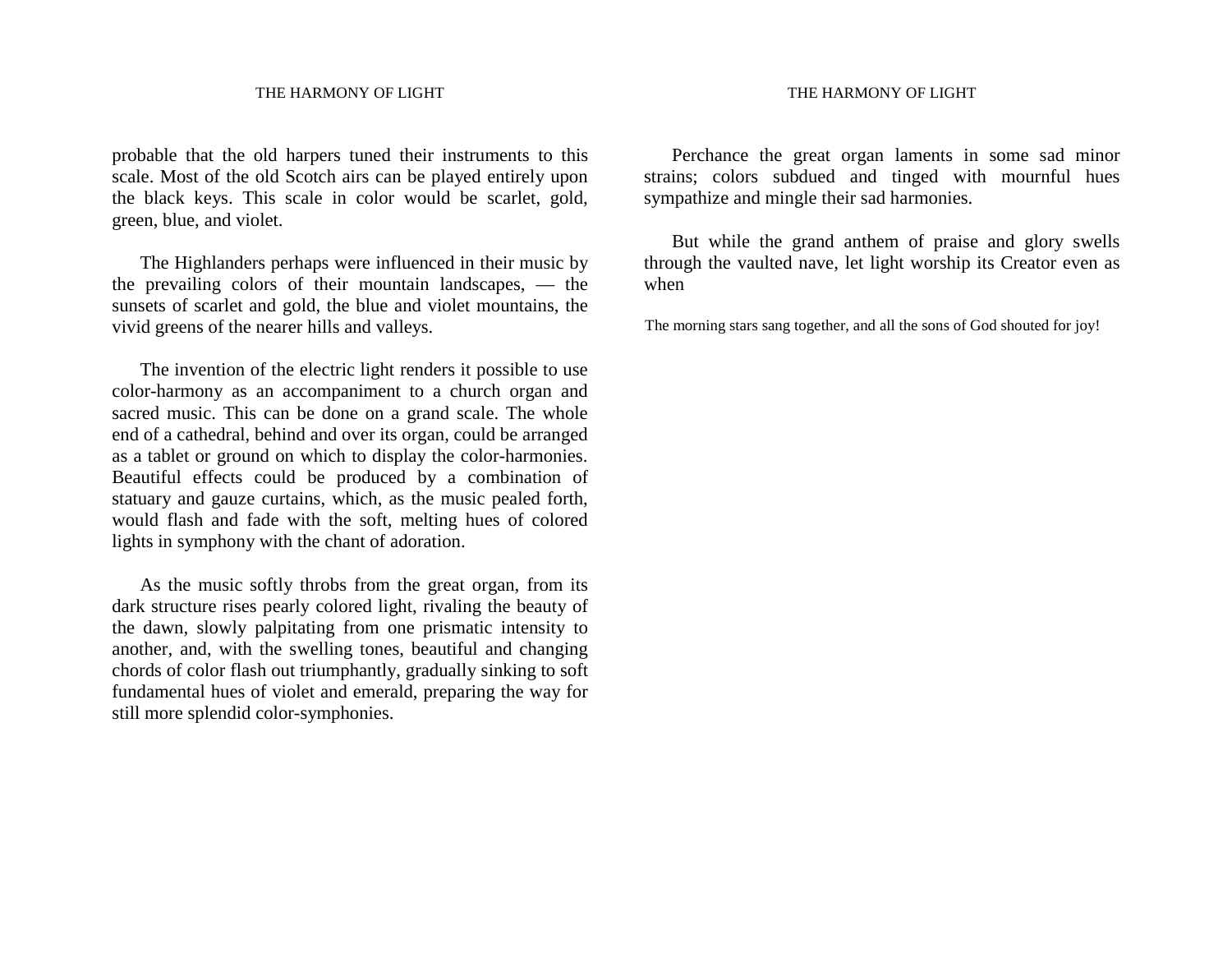probable that the old harpers tuned their instruments to this scale. Most of the old Scotch airs can be played entirely upon the black keys. This scale in color would be scarlet, gold, green, blue, and violet.

The Highlanders perhaps were influenced in their music by the prevailing colors of their mountain landscapes, — the sunsets of scarlet and gold, the blue and violet mountains, the vivid greens of the nearer hills and valleys.

The invention of the electric light renders it possible to use color-harmony as an accompaniment to a church organ and sacred music. This can be done on a grand scale. The whole end of a cathedral, behind and over its organ, could be arranged as a tablet or ground on which to display the color-harmonies. Beautiful effects could be produced by a combination of statuary and gauze curtains, which, as the music pealed forth, would flash and fade with the soft, melting hues of colored lights in symphony with the chant of adoration.

As the music softly throbs from the great organ, from its dark structure rises pearly colored light, rivaling the beauty of the dawn, slowly palpitating from one prismatic intensity to another, and, with the swelling tones, beautiful and changing chords of color flash out triumphantly, gradually sinking to soft fundamental hues of violet and emerald, preparing the way for still more splendid color-symphonies.

Perchance the great organ laments in some sad minor strains; colors subdued and tinged with mournful hues sympathize and mingle their sad harmonies.

But while the grand anthem of praise and glory swells through the vaulted nave, let light worship its Creator even as when

> The morning stars sang together, and all the sons of God shouted for joy!